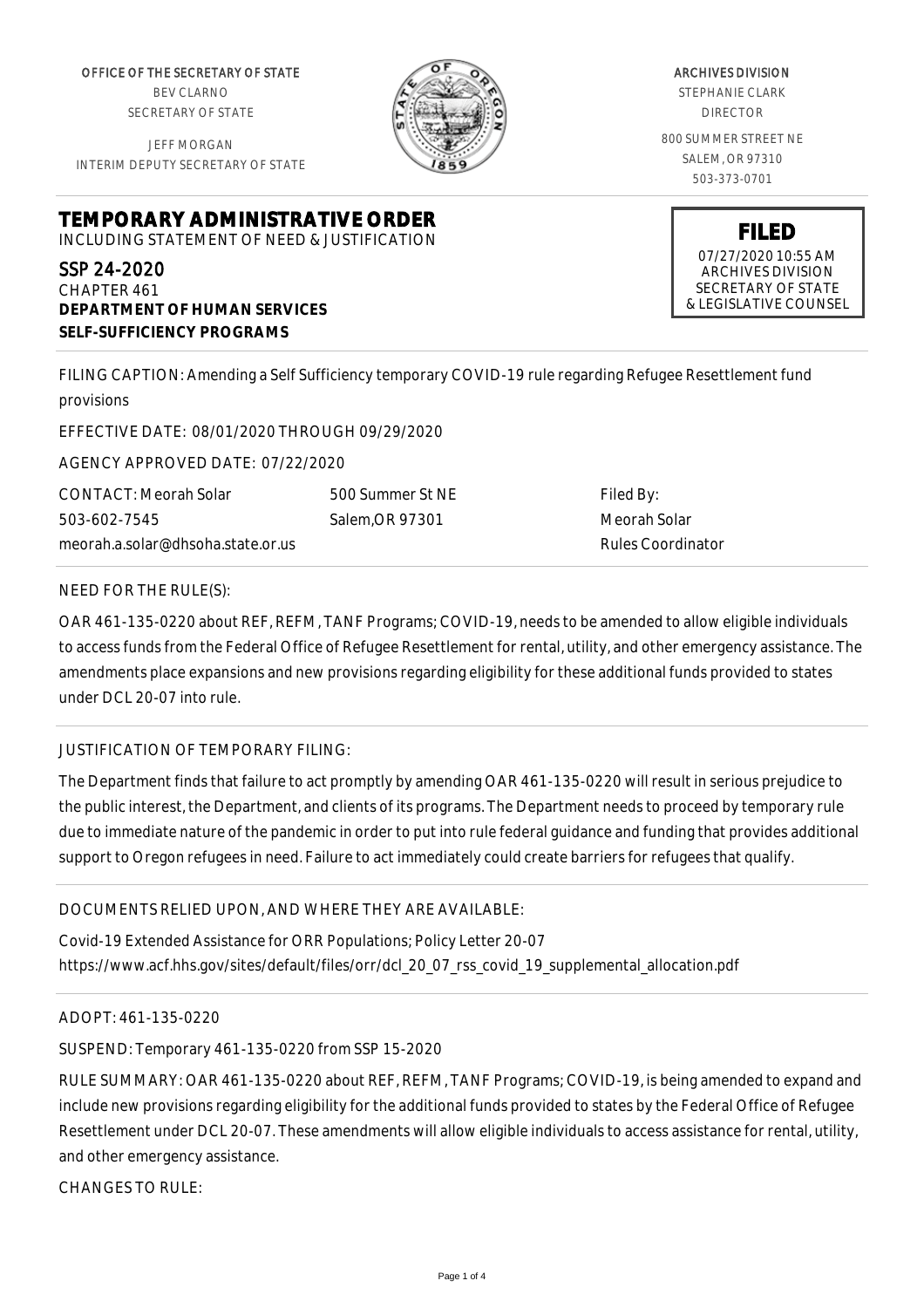OFFICE OF THE SECRETARY OF STATE
BEV CLARNO
SECRETARY OF STATE

JEFF MORGAN
INTERIM DEPUTY SECRETARY OF STATE

ARCHIVES DIVISION
STEPHANIE CLARK
DIRECTOR

800 SUMMER STREET NE
SALEM, OR 97310
503-373-0701

# TEMPORARY ADMINISTRATIVE ORDER

INCLUDING STATEMENT OF NEED & JUSTIFICATION

**FILED**
07/27/2020 10:55 AM
ARCHIVES DIVISION
SECRETARY OF STATE
& LEGISLATIVE COUNSEL

SSP 24-2020
CHAPTER 461
**DEPARTMENT OF HUMAN SERVICES**
**SELF-SUFFICIENCY PROGRAMS**

FILING CAPTION: Amending a Self Sufficiency temporary COVID-19 rule regarding Refugee Resettlement fund provisions

EFFECTIVE DATE: 08/01/2020 THROUGH 09/29/2020

AGENCY APPROVED DATE: 07/22/2020

CONTACT: Meorah Solar
503-602-7545
meorah.a.solar@dhsoha.state.or.us

500 Summer St NE
Salem,OR 97301

Filed By:
Meorah Solar
Rules Coordinator

NEED FOR THE RULE(S):

OAR 461-135-0220 about REF, REFM, TANF Programs; COVID-19, needs to be amended to allow eligible individuals to access funds from the Federal Office of Refugee Resettlement for rental, utility, and other emergency assistance. The amendments place expansions and new provisions regarding eligibility for these additional funds provided to states under DCL 20-07 into rule.

JUSTIFICATION OF TEMPORARY FILING:

The Department finds that failure to act promptly by amending OAR 461-135-0220 will result in serious prejudice to the public interest, the Department, and clients of its programs. The Department needs to proceed by temporary rule due to immediate nature of the pandemic in order to put into rule federal guidance and funding that provides additional support to Oregon refugees in need. Failure to act immediately could create barriers for refugees that qualify.

DOCUMENTS RELIED UPON, AND WHERE THEY ARE AVAILABLE:

Covid-19 Extended Assistance for ORR Populations; Policy Letter 20-07
https://www.acf.hhs.gov/sites/default/files/orr/dcl_20_07_rss_covid_19_supplemental_allocation.pdf

ADOPT: 461-135-0220

SUSPEND: Temporary 461-135-0220 from SSP 15-2020

RULE SUMMARY: OAR 461-135-0220 about REF, REFM, TANF Programs; COVID-19, is being amended to expand and include new provisions regarding eligibility for the additional funds provided to states by the Federal Office of Refugee Resettlement under DCL 20-07. These amendments will allow eligible individuals to access assistance for rental, utility, and other emergency assistance.

CHANGES TO RULE: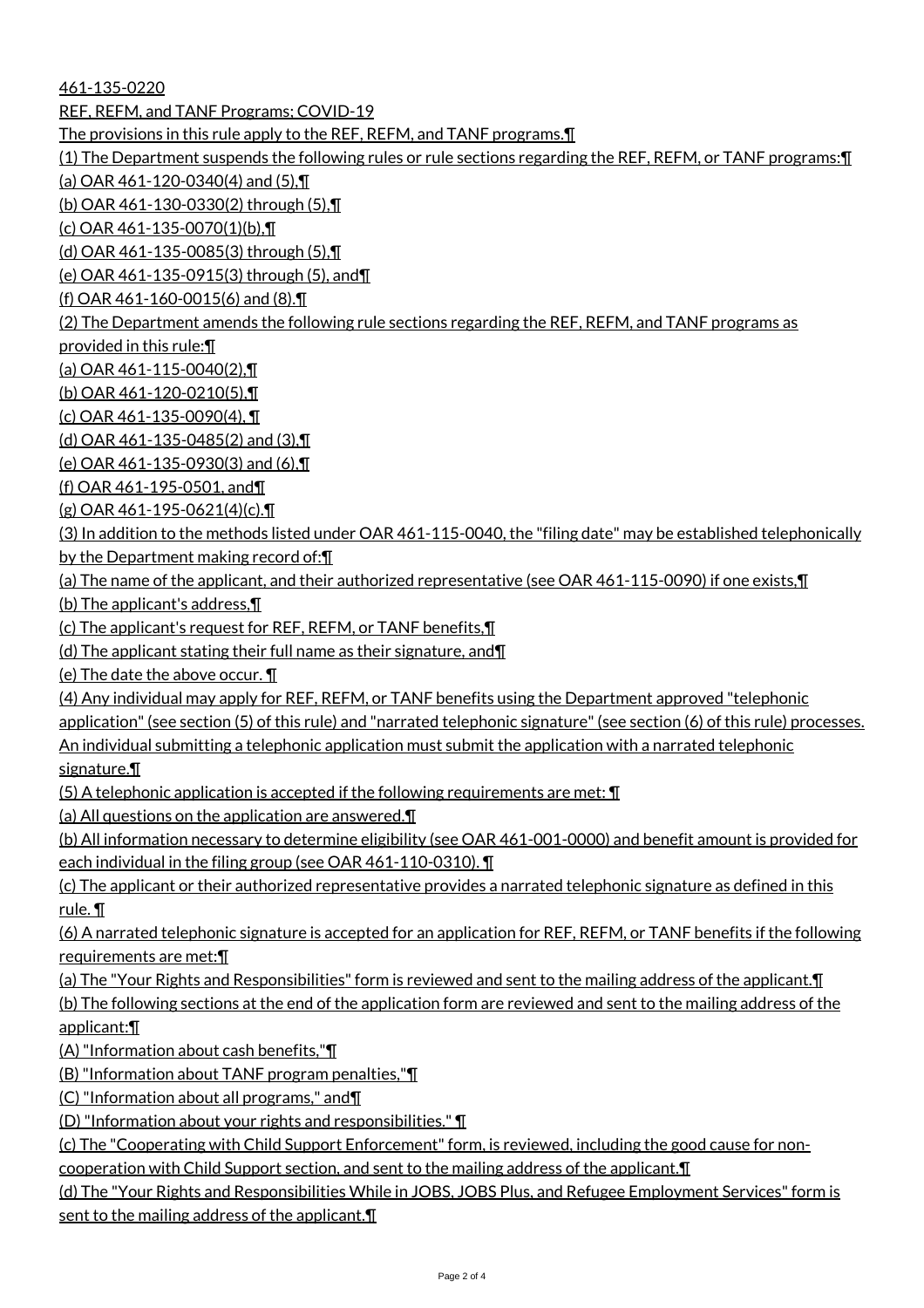461-135-0220

REF, REFM, and TANF Programs; COVID-19

The provisions in this rule apply to the REF, REFM, and TANF programs.¶

(1) The Department suspends the following rules or rule sections regarding the REF, REFM, or TANF programs:¶

(a) OAR 461-120-0340(4) and (5),¶

(b) OAR 461-130-0330(2) through (5),¶

(c) OAR 461-135-0070(1)(b),¶

(d) OAR 461-135-0085(3) through (5),¶

(e) OAR 461-135-0915(3) through (5), and¶

(f) OAR 461-160-0015(6) and (8).¶

(2) The Department amends the following rule sections regarding the REF, REFM, and TANF programs as provided in this rule:¶

(a) OAR 461-115-0040(2),¶

(b) OAR 461-120-0210(5),¶

(c) OAR 461-135-0090(4), ¶

(d) OAR 461-135-0485(2) and (3),¶

(e) OAR 461-135-0930(3) and (6),¶

(f) OAR 461-195-0501, and¶

(g) OAR 461-195-0621(4)(c).¶

(3) In addition to the methods listed under OAR 461-115-0040, the "filing date" may be established telephonically by the Department making record of:¶

(a) The name of the applicant, and their authorized representative (see OAR 461-115-0090) if one exists,¶

(b) The applicant's address,¶

(c) The applicant's request for REF, REFM, or TANF benefits,¶

(d) The applicant stating their full name as their signature, and¶

(e) The date the above occur. ¶

(4) Any individual may apply for REF, REFM, or TANF benefits using the Department approved "telephonic application" (see section (5) of this rule) and "narrated telephonic signature" (see section (6) of this rule) processes. An individual submitting a telephonic application must submit the application with a narrated telephonic signature.¶

(5) A telephonic application is accepted if the following requirements are met: ¶

(a) All questions on the application are answered.¶

(b) All information necessary to determine eligibility (see OAR 461-001-0000) and benefit amount is provided for each individual in the filing group (see OAR 461-110-0310). ¶

(c) The applicant or their authorized representative provides a narrated telephonic signature as defined in this rule. ¶

(6) A narrated telephonic signature is accepted for an application for REF, REFM, or TANF benefits if the following requirements are met:¶

(a) The "Your Rights and Responsibilities" form is reviewed and sent to the mailing address of the applicant.¶

(b) The following sections at the end of the application form are reviewed and sent to the mailing address of the applicant:¶

(A) "Information about cash benefits,"¶

(B) "Information about TANF program penalties,"¶

(C) "Information about all programs," and¶

(D) "Information about your rights and responsibilities." ¶

(c) The "Cooperating with Child Support Enforcement" form, is reviewed, including the good cause for non-cooperation with Child Support section, and sent to the mailing address of the applicant.¶

(d) The "Your Rights and Responsibilities While in JOBS, JOBS Plus, and Refugee Employment Services" form is sent to the mailing address of the applicant.¶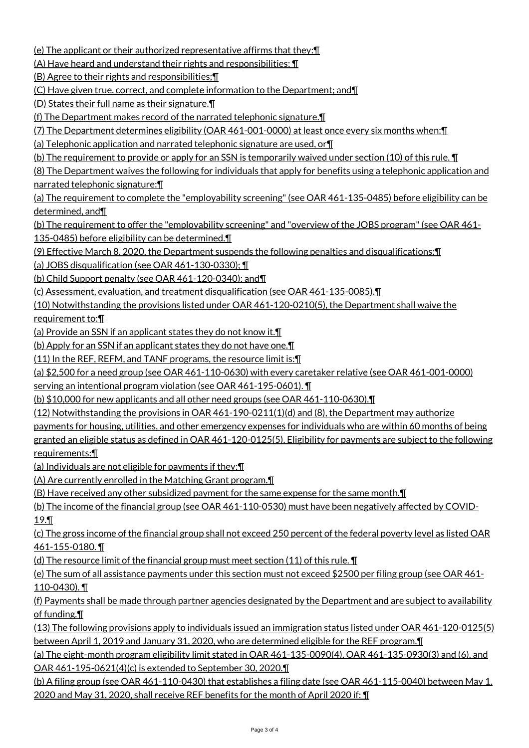(e) The applicant or their authorized representative affirms that they:¶

(A) Have heard and understand their rights and responsibilities; ¶

(B) Agree to their rights and responsibilities;¶

(C) Have given true, correct, and complete information to the Department; and¶

(D) States their full name as their signature.¶

(f) The Department makes record of the narrated telephonic signature.¶

(7) The Department determines eligibility (OAR 461-001-0000) at least once every six months when:¶

(a) Telephonic application and narrated telephonic signature are used, or¶

(b) The requirement to provide or apply for an SSN is temporarily waived under section (10) of this rule. ¶

(8) The Department waives the following for individuals that apply for benefits using a telephonic application and narrated telephonic signature:¶

(a) The requirement to complete the "employability screening" (see OAR 461-135-0485) before eligibility can be determined, and¶

(b) The requirement to offer the "employability screening" and "overview of the JOBS program" (see OAR 461-135-0485) before eligibility can be determined.¶

(9) Effective March 8, 2020, the Department suspends the following penalties and disqualifications:¶

(a) JOBS disqualification (see OAR 461-130-0330); ¶

(b) Child Support penalty (see OAR 461-120-0340); and¶

(c) Assessment, evaluation, and treatment disqualification (see OAR 461-135-0085).¶

(10) Notwithstanding the provisions listed under OAR 461-120-0210(5), the Department shall waive the requirement to:¶

(a) Provide an SSN if an applicant states they do not know it.¶

(b) Apply for an SSN if an applicant states they do not have one.¶

(11) In the REF, REFM, and TANF programs, the resource limit is:¶

(a) $2,500 for a need group (see OAR 461-110-0630) with every caretaker relative (see OAR 461-001-0000) serving an intentional program violation (see OAR 461-195-0601). ¶

(b) $10,000 for new applicants and all other need groups (see OAR 461-110-0630).¶

(12) Notwithstanding the provisions in OAR 461-190-0211(1)(d) and (8), the Department may authorize payments for housing, utilities, and other emergency expenses for individuals who are within 60 months of being granted an eligible status as defined in OAR 461-120-0125(5). Eligibility for payments are subject to the following requirements:¶

(a) Individuals are not eligible for payments if they:¶

(A) Are currently enrolled in the Matching Grant program.¶

(B) Have received any other subsidized payment for the same expense for the same month.¶

(b) The income of the financial group (see OAR 461-110-0530) must have been negatively affected by COVID-19.¶

(c) The gross income of the financial group shall not exceed 250 percent of the federal poverty level as listed OAR 461-155-0180. ¶

(d) The resource limit of the financial group must meet section (11) of this rule. ¶

(e) The sum of all assistance payments under this section must not exceed $2500 per filing group (see OAR 461-110-0430). ¶

(f) Payments shall be made through partner agencies designated by the Department and are subject to availability of funding.¶

(13) The following provisions apply to individuals issued an immigration status listed under OAR 461-120-0125(5) between April 1, 2019 and January 31, 2020, who are determined eligible for the REF program.¶

(a) The eight-month program eligibility limit stated in OAR 461-135-0090(4), OAR 461-135-0930(3) and (6), and OAR 461-195-0621(4)(c) is extended to September 30, 2020.¶

(b) A filing group (see OAR 461-110-0430) that establishes a filing date (see OAR 461-115-0040) between May 1, 2020 and May 31, 2020, shall receive REF benefits for the month of April 2020 if: ¶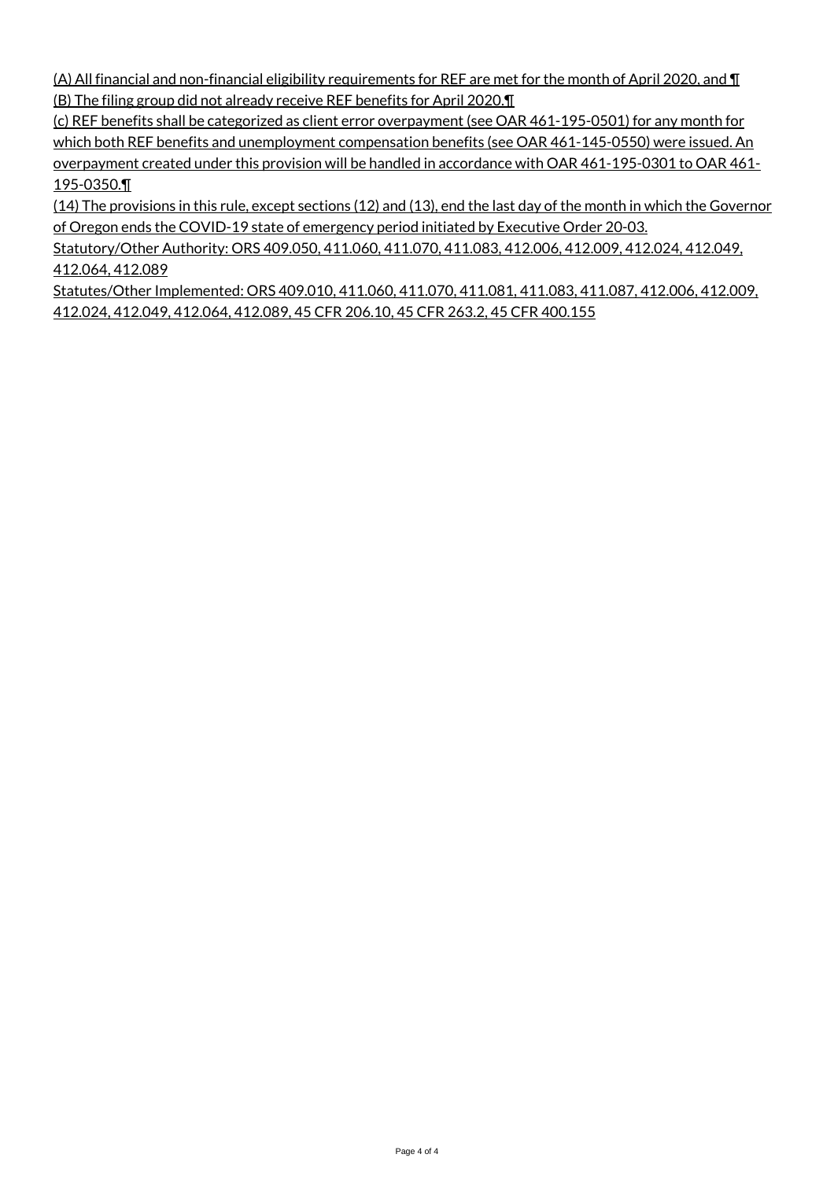(A) All financial and non-financial eligibility requirements for REF are met for the month of April 2020, and ¶
(B) The filing group did not already receive REF benefits for April 2020.¶
(c) REF benefits shall be categorized as client error overpayment (see OAR 461-195-0501) for any month for which both REF benefits and unemployment compensation benefits (see OAR 461-145-0550) were issued. An overpayment created under this provision will be handled in accordance with OAR 461-195-0301 to OAR 461-195-0350.¶
(14) The provisions in this rule, except sections (12) and (13), end the last day of the month in which the Governor of Oregon ends the COVID-19 state of emergency period initiated by Executive Order 20-03.
Statutory/Other Authority: ORS 409.050, 411.060, 411.070, 411.083, 412.006, 412.009, 412.024, 412.049, 412.064, 412.089
Statutes/Other Implemented: ORS 409.010, 411.060, 411.070, 411.081, 411.083, 411.087, 412.006, 412.009, 412.024, 412.049, 412.064, 412.089, 45 CFR 206.10, 45 CFR 263.2, 45 CFR 400.155